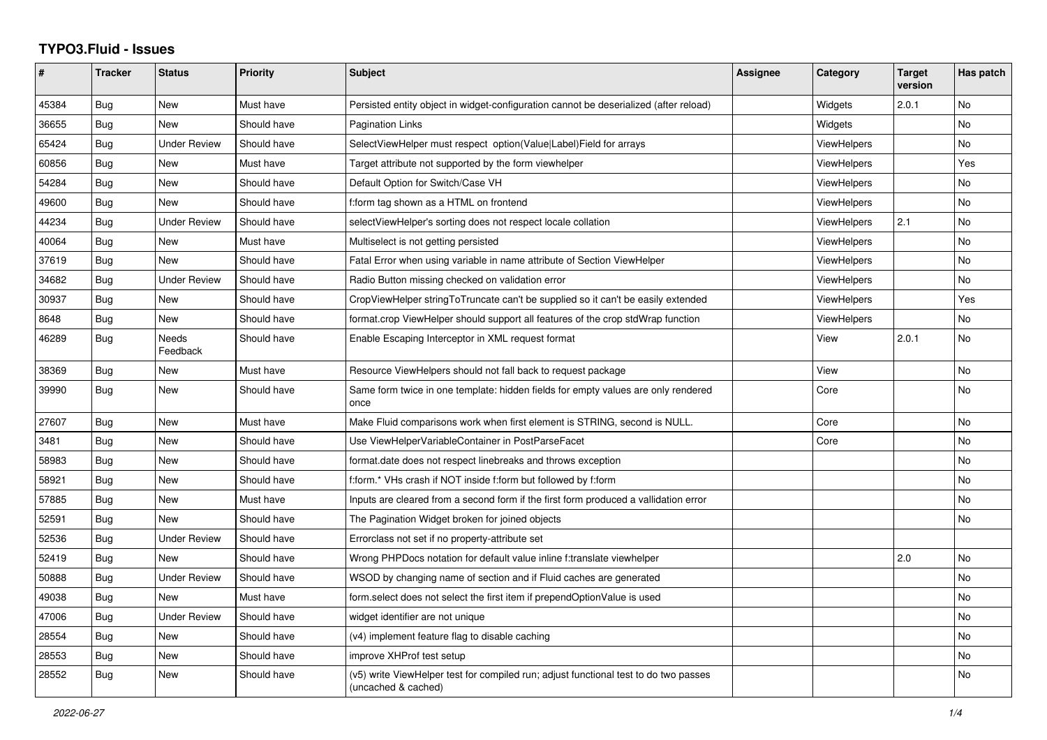# TYPO3.Fluid - Issues

| # | Tracker | Status | Priority | Subject | Assignee | Category | Target version | Has patch |
|---|---|---|---|---|---|---|---|---|
| 45384 | Bug | New | Must have | Persisted entity object in widget-configuration cannot be deserialized (after reload) | | Widgets | 2.0.1 | No |
| 36655 | Bug | New | Should have | Pagination Links | | Widgets | | No |
| 65424 | Bug | Under Review | Should have | SelectViewHelper must respect option(Value\|Label)Field for arrays | | ViewHelpers | | No |
| 60856 | Bug | New | Must have | Target attribute not supported by the form viewhelper | | ViewHelpers | | Yes |
| 54284 | Bug | New | Should have | Default Option for Switch/Case VH | | ViewHelpers | | No |
| 49600 | Bug | New | Should have | f:form tag shown as a HTML on frontend | | ViewHelpers | | No |
| 44234 | Bug | Under Review | Should have | selectViewHelper's sorting does not respect locale collation | | ViewHelpers | 2.1 | No |
| 40064 | Bug | New | Must have | Multiselect is not getting persisted | | ViewHelpers | | No |
| 37619 | Bug | New | Should have | Fatal Error when using variable in name attribute of Section ViewHelper | | ViewHelpers | | No |
| 34682 | Bug | Under Review | Should have | Radio Button missing checked on validation error | | ViewHelpers | | No |
| 30937 | Bug | New | Should have | CropViewHelper stringToTruncate can't be supplied so it can't be easily extended | | ViewHelpers | | Yes |
| 8648 | Bug | New | Should have | format.crop ViewHelper should support all features of the crop stdWrap function | | ViewHelpers | | No |
| 46289 | Bug | Needs Feedback | Should have | Enable Escaping Interceptor in XML request format | | View | 2.0.1 | No |
| 38369 | Bug | New | Must have | Resource ViewHelpers should not fall back to request package | | View | | No |
| 39990 | Bug | New | Should have | Same form twice in one template: hidden fields for empty values are only rendered once | | Core | | No |
| 27607 | Bug | New | Must have | Make Fluid comparisons work when first element is STRING, second is NULL. | | Core | | No |
| 3481 | Bug | New | Should have | Use ViewHelperVariableContainer in PostParseFacet | | Core | | No |
| 58983 | Bug | New | Should have | format.date does not respect linebreaks and throws exception | | | | No |
| 58921 | Bug | New | Should have | f:form.* VHs crash if NOT inside f:form but followed by f:form | | | | No |
| 57885 | Bug | New | Must have | Inputs are cleared from a second form if the first form produced a vallidation error | | | | No |
| 52591 | Bug | New | Should have | The Pagination Widget broken for joined objects | | | | No |
| 52536 | Bug | Under Review | Should have | Errorclass not set if no property-attribute set | | | | |
| 52419 | Bug | New | Should have | Wrong PHPDocs notation for default value inline f:translate viewhelper | | | 2.0 | No |
| 50888 | Bug | Under Review | Should have | WSOD by changing name of section and if Fluid caches are generated | | | | No |
| 49038 | Bug | New | Must have | form.select does not select the first item if prependOptionValue is used | | | | No |
| 47006 | Bug | Under Review | Should have | widget identifier are not unique | | | | No |
| 28554 | Bug | New | Should have | (v4) implement feature flag to disable caching | | | | No |
| 28553 | Bug | New | Should have | improve XHProf test setup | | | | No |
| 28552 | Bug | New | Should have | (v5) write ViewHelper test for compiled run; adjust functional test to do two passes (uncached & cached) | | | | No |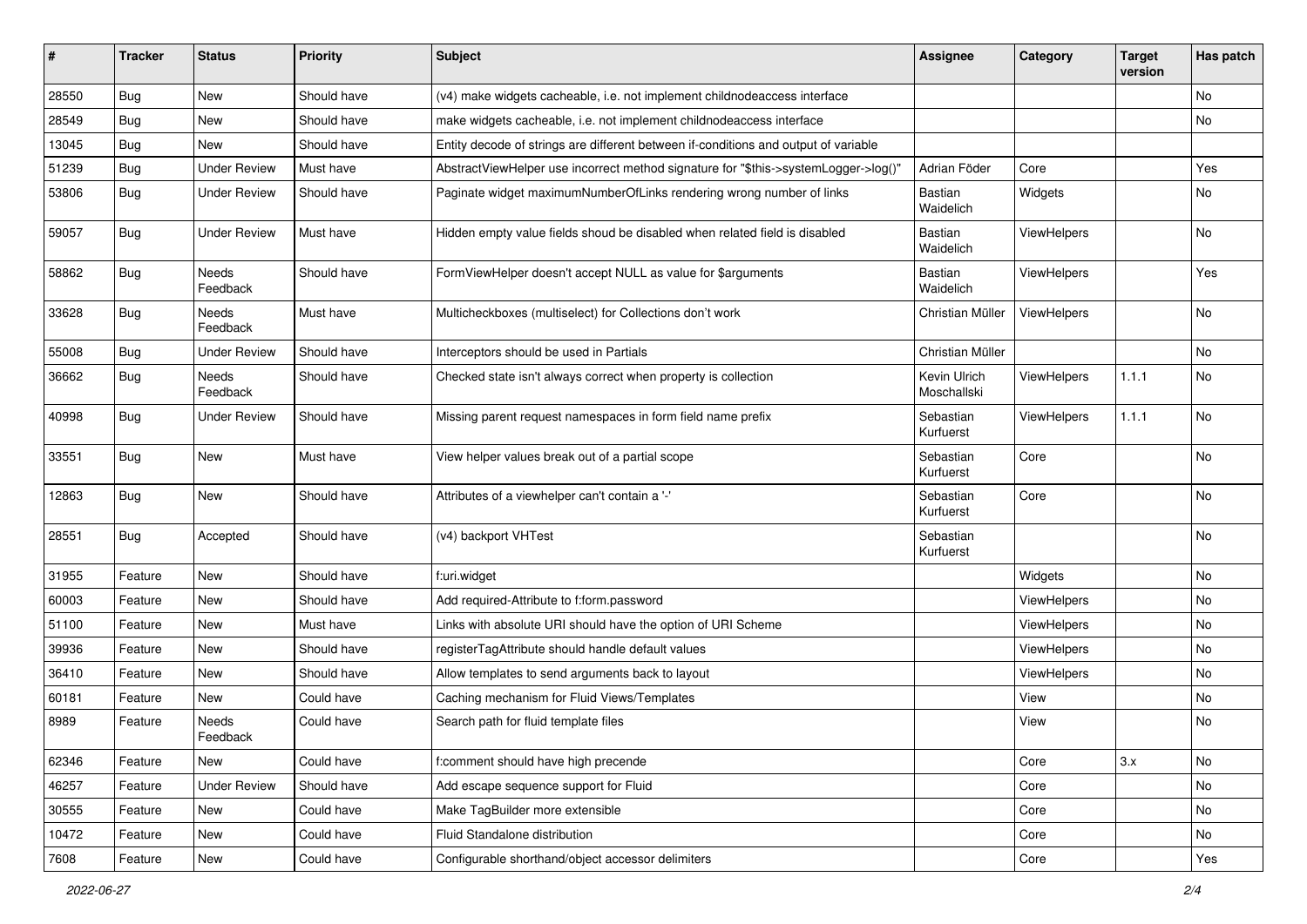| # | Tracker | Status | Priority | Subject | Assignee | Category | Target version | Has patch |
|---|---|---|---|---|---|---|---|---|
| 28550 | Bug | New | Should have | (v4) make widgets cacheable, i.e. not implement childnodeaccess interface | | | | No |
| 28549 | Bug | New | Should have | make widgets cacheable, i.e. not implement childnodeaccess interface | | | | No |
| 13045 | Bug | New | Should have | Entity decode of strings are different between if-conditions and output of variable | | | | |
| 51239 | Bug | Under Review | Must have | AbstractViewHelper use incorrect method signature for "$this->systemLogger->log()" | Adrian Föder | Core | | Yes |
| 53806 | Bug | Under Review | Should have | Paginate widget maximumNumberOfLinks rendering wrong number of links | Bastian Waidelich | Widgets | | No |
| 59057 | Bug | Under Review | Must have | Hidden empty value fields shoud be disabled when related field is disabled | Bastian Waidelich | ViewHelpers | | No |
| 58862 | Bug | Needs Feedback | Should have | FormViewHelper doesn't accept NULL as value for $arguments | Bastian Waidelich | ViewHelpers | | Yes |
| 33628 | Bug | Needs Feedback | Must have | Multicheckboxes (multiselect) for Collections don't work | Christian Müller | ViewHelpers | | No |
| 55008 | Bug | Under Review | Should have | Interceptors should be used in Partials | Christian Müller | | | No |
| 36662 | Bug | Needs Feedback | Should have | Checked state isn't always correct when property is collection | Kevin Ulrich Moschallski | ViewHelpers | 1.1.1 | No |
| 40998 | Bug | Under Review | Should have | Missing parent request namespaces in form field name prefix | Sebastian Kurfuerst | ViewHelpers | 1.1.1 | No |
| 33551 | Bug | New | Must have | View helper values break out of a partial scope | Sebastian Kurfuerst | Core | | No |
| 12863 | Bug | New | Should have | Attributes of a viewhelper can't contain a '-' | Sebastian Kurfuerst | Core | | No |
| 28551 | Bug | Accepted | Should have | (v4) backport VHTest | Sebastian Kurfuerst | | | No |
| 31955 | Feature | New | Should have | f:uri.widget | | Widgets | | No |
| 60003 | Feature | New | Should have | Add required-Attribute to f:form.password | | ViewHelpers | | No |
| 51100 | Feature | New | Must have | Links with absolute URI should have the option of URI Scheme | | ViewHelpers | | No |
| 39936 | Feature | New | Should have | registerTagAttribute should handle default values | | ViewHelpers | | No |
| 36410 | Feature | New | Should have | Allow templates to send arguments back to layout | | ViewHelpers | | No |
| 60181 | Feature | New | Could have | Caching mechanism for Fluid Views/Templates | | View | | No |
| 8989 | Feature | Needs Feedback | Could have | Search path for fluid template files | | View | | No |
| 62346 | Feature | New | Could have | f:comment should have high precende | | Core | 3.x | No |
| 46257 | Feature | Under Review | Should have | Add escape sequence support for Fluid | | Core | | No |
| 30555 | Feature | New | Could have | Make TagBuilder more extensible | | Core | | No |
| 10472 | Feature | New | Could have | Fluid Standalone distribution | | Core | | No |
| 7608 | Feature | New | Could have | Configurable shorthand/object accessor delimiters | | Core | | Yes |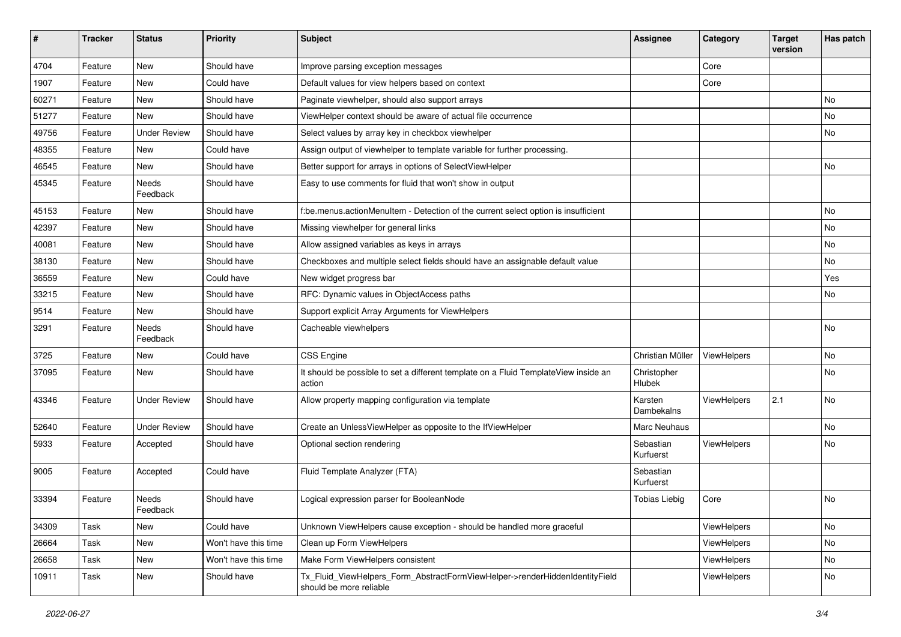| # | Tracker | Status | Priority | Subject | Assignee | Category | Target version | Has patch |
|---|---|---|---|---|---|---|---|---|
| 4704 | Feature | New | Should have | Improve parsing exception messages | | Core | | |
| 1907 | Feature | New | Could have | Default values for view helpers based on context | | Core | | |
| 60271 | Feature | New | Should have | Paginate viewhelper, should also support arrays | | | | No |
| 51277 | Feature | New | Should have | ViewHelper context should be aware of actual file occurrence | | | | No |
| 49756 | Feature | Under Review | Should have | Select values by array key in checkbox viewhelper | | | | No |
| 48355 | Feature | New | Could have | Assign output of viewhelper to template variable for further processing. | | | | |
| 46545 | Feature | New | Should have | Better support for arrays in options of SelectViewHelper | | | | No |
| 45345 | Feature | Needs Feedback | Should have | Easy to use comments for fluid that won't show in output | | | | |
| 45153 | Feature | New | Should have | f:be.menus.actionMenuItem - Detection of the current select option is insufficient | | | | No |
| 42397 | Feature | New | Should have | Missing viewhelper for general links | | | | No |
| 40081 | Feature | New | Should have | Allow assigned variables as keys in arrays | | | | No |
| 38130 | Feature | New | Should have | Checkboxes and multiple select fields should have an assignable default value | | | | No |
| 36559 | Feature | New | Could have | New widget progress bar | | | | Yes |
| 33215 | Feature | New | Should have | RFC: Dynamic values in ObjectAccess paths | | | | No |
| 9514 | Feature | New | Should have | Support explicit Array Arguments for ViewHelpers | | | | |
| 3291 | Feature | Needs Feedback | Should have | Cacheable viewhelpers | | | | No |
| 3725 | Feature | New | Could have | CSS Engine | Christian Müller | ViewHelpers | | No |
| 37095 | Feature | New | Should have | It should be possible to set a different template on a Fluid TemplateView inside an action | Christopher Hlubek | | | No |
| 43346 | Feature | Under Review | Should have | Allow property mapping configuration via template | Karsten Dambekalns | ViewHelpers | 2.1 | No |
| 52640 | Feature | Under Review | Should have | Create an UnlessViewHelper as opposite to the IfViewHelper | Marc Neuhaus | | | No |
| 5933 | Feature | Accepted | Should have | Optional section rendering | Sebastian Kurfuerst | ViewHelpers | | No |
| 9005 | Feature | Accepted | Could have | Fluid Template Analyzer (FTA) | Sebastian Kurfuerst | | | |
| 33394 | Feature | Needs Feedback | Should have | Logical expression parser for BooleanNode | Tobias Liebig | Core | | No |
| 34309 | Task | New | Could have | Unknown ViewHelpers cause exception - should be handled more graceful | | ViewHelpers | | No |
| 26664 | Task | New | Won't have this time | Clean up Form ViewHelpers | | ViewHelpers | | No |
| 26658 | Task | New | Won't have this time | Make Form ViewHelpers consistent | | ViewHelpers | | No |
| 10911 | Task | New | Should have | Tx_Fluid_ViewHelpers_Form_AbstractFormViewHelper->renderHiddenIdentityField should be more reliable | | ViewHelpers | | No |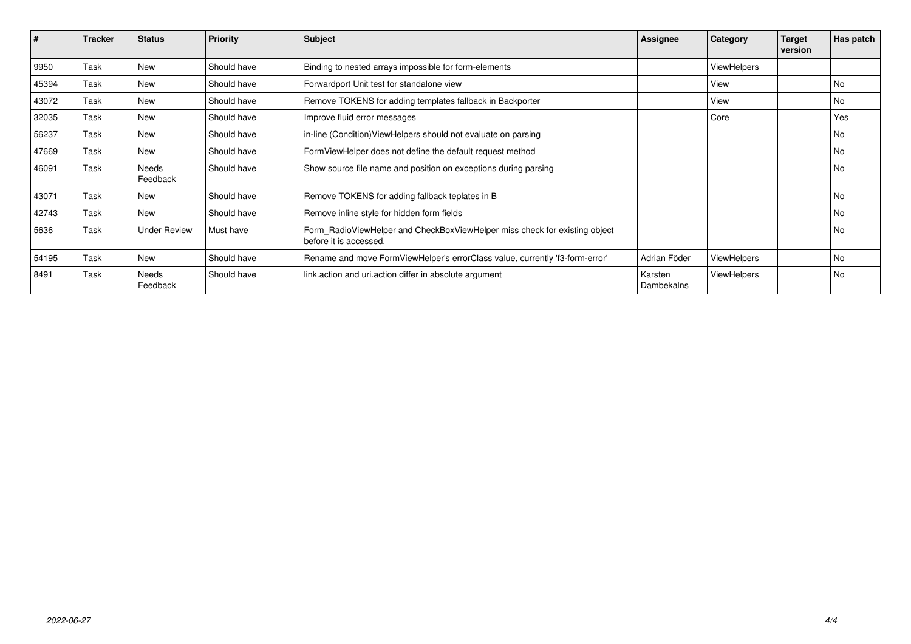| # | Tracker | Status | Priority | Subject | Assignee | Category | Target version | Has patch |
|---|---|---|---|---|---|---|---|---|
| 9950 | Task | New | Should have | Binding to nested arrays impossible for form-elements | | ViewHelpers | | |
| 45394 | Task | New | Should have | Forwardport Unit test for standalone view | | View | | No |
| 43072 | Task | New | Should have | Remove TOKENS for adding templates fallback in Backporter | | View | | No |
| 32035 | Task | New | Should have | Improve fluid error messages | | Core | | Yes |
| 56237 | Task | New | Should have | in-line (Condition)ViewHelpers should not evaluate on parsing | | | | No |
| 47669 | Task | New | Should have | FormViewHelper does not define the default request method | | | | No |
| 46091 | Task | Needs Feedback | Should have | Show source file name and position on exceptions during parsing | | | | No |
| 43071 | Task | New | Should have | Remove TOKENS for adding fallback teplates in B | | | | No |
| 42743 | Task | New | Should have | Remove inline style for hidden form fields | | | | No |
| 5636 | Task | Under Review | Must have | Form_RadioViewHelper and CheckBoxViewHelper miss check for existing object before it is accessed. | | | | No |
| 54195 | Task | New | Should have | Rename and move FormViewHelper's errorClass value, currently 'f3-form-error' | Adrian Föder | ViewHelpers | | No |
| 8491 | Task | Needs Feedback | Should have | link.action and uri.action differ in absolute argument | Karsten Dambekalns | ViewHelpers | | No |

*2022-06-27*